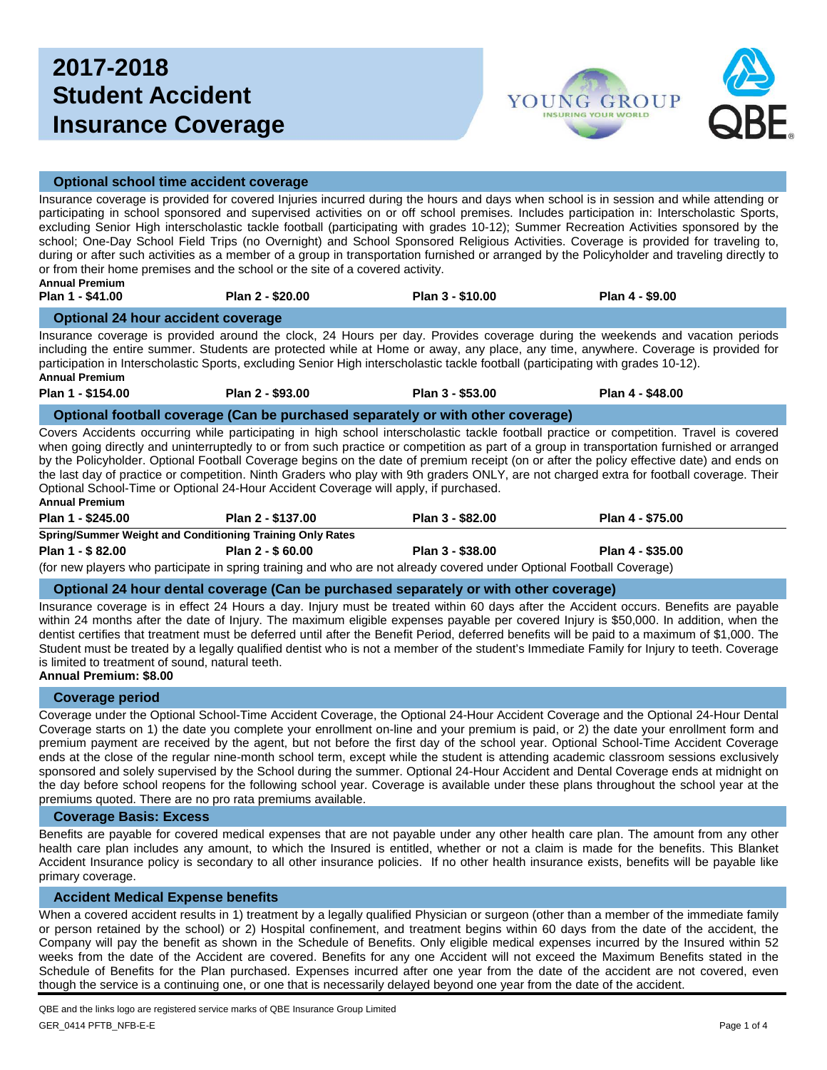# 2017-2018 Student Accident Insurance Coverage

## Optional school time accident coverage

Insurance coverage is provided for covered Injuries incurred during the hours and days when school is in session and while attending or participating in school sponsored and supervised activities on or off school premises. Includes participation in: Interscholastic Sports, excluding Senior High interscholastic tackle football (participating with grades 10-12); Summer Recreation Activities sponsored by the school; One-Day School Field Trips (no Overnight) and School Sponsored Religious Activities. Coverage is provided for traveling to, during or after such activities as a member of a group in transportation furnished or arranged by the Policyholder and traveling directly to or from their home premises and the school or the site of a covered activity.

**Annual Premium**

| Plan 1 - $41.00 | Plan 2 - $20.00 | Plan 3 - $10.00 | Plan 4 - $9.00 |
|---|---|---|---|

## Optional 24 hour accident coverage

Insurance coverage is provided around the clock, 24 Hours per day. Provides coverage during the weekends and vacation periods including the entire summer. Students are protected while at Home or away, any place, any time, anywhere. Coverage is provided for participation in Interscholastic Sports, excluding Senior High interscholastic tackle football (participating with grades 10-12).

**Annual Premium**

| Plan 1 - $154.00 | Plan 2 - $93.00 | Plan 3 - $53.00 | Plan 4 - $48.00 |
|---|---|---|---|

## Optional football coverage (Can be purchased separately or with other coverage)

Covers Accidents occurring while participating in high school interscholastic tackle football practice or competition. Travel is covered when going directly and uninterruptedly to or from such practice or competition as part of a group in transportation furnished or arranged by the Policyholder. Optional Football Coverage begins on the date of premium receipt (on or after the policy effective date) and ends on the last day of practice or competition. Ninth Graders who play with 9th graders ONLY, are not charged extra for football coverage. Their Optional School-Time or Optional 24-Hour Accident Coverage will apply, if purchased.

**Annual Premium**

| Plan 1 - $245.00 | Plan 2 - $137.00 | Plan 3 - $82.00 | Plan 4 - $75.00 |
|---|---|---|---|

**Spring/Summer Weight and Conditioning Training Only Rates**

| Plan 1 - $ 82.00 | Plan 2 - $ 60.00 | Plan 3 - $38.00 | Plan 4 - $35.00 |
|---|---|---|---|

(for new players who participate in spring training and who are not already covered under Optional Football Coverage)

## Optional 24 hour dental coverage (Can be purchased separately or with other coverage)

Insurance coverage is in effect 24 Hours a day. Injury must be treated within 60 days after the Accident occurs. Benefits are payable within 24 months after the date of Injury. The maximum eligible expenses payable per covered Injury is $50,000. In addition, when the dentist certifies that treatment must be deferred until after the Benefit Period, deferred benefits will be paid to a maximum of $1,000. The Student must be treated by a legally qualified dentist who is not a member of the student's Immediate Family for Injury to teeth. Coverage is limited to treatment of sound, natural teeth.

**Annual Premium: $8.00**

## Coverage period

Coverage under the Optional School-Time Accident Coverage, the Optional 24-Hour Accident Coverage and the Optional 24-Hour Dental Coverage starts on 1) the date you complete your enrollment on-line and your premium is paid, or 2) the date your enrollment form and premium payment are received by the agent, but not before the first day of the school year. Optional School-Time Accident Coverage ends at the close of the regular nine-month school term, except while the student is attending academic classroom sessions exclusively sponsored and solely supervised by the School during the summer. Optional 24-Hour Accident and Dental Coverage ends at midnight on the day before school reopens for the following school year. Coverage is available under these plans throughout the school year at the premiums quoted. There are no pro rata premiums available.

## Coverage Basis: Excess

Benefits are payable for covered medical expenses that are not payable under any other health care plan. The amount from any other health care plan includes any amount, to which the Insured is entitled, whether or not a claim is made for the benefits. This Blanket Accident Insurance policy is secondary to all other insurance policies. If no other health insurance exists, benefits will be payable like primary coverage.

## Accident Medical Expense benefits

When a covered accident results in 1) treatment by a legally qualified Physician or surgeon (other than a member of the immediate family or person retained by the school) or 2) Hospital confinement, and treatment begins within 60 days from the date of the accident, the Company will pay the benefit as shown in the Schedule of Benefits. Only eligible medical expenses incurred by the Insured within 52 weeks from the date of the Accident are covered. Benefits for any one Accident will not exceed the Maximum Benefits stated in the Schedule of Benefits for the Plan purchased. Expenses incurred after one year from the date of the accident are not covered, even though the service is a continuing one, or one that is necessarily delayed beyond one year from the date of the accident.

QBE and the links logo are registered service marks of QBE Insurance Group Limited

GER_0414 PFTB_NFB-E-E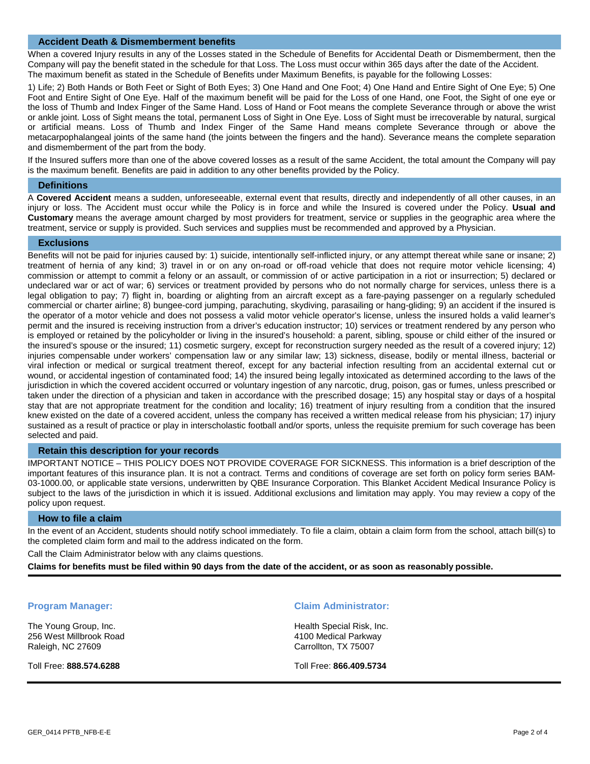## Accident Death & Dismemberment benefits

When a covered Injury results in any of the Losses stated in the Schedule of Benefits for Accidental Death or Dismemberment, then the Company will pay the benefit stated in the schedule for that Loss. The Loss must occur within 365 days after the date of the Accident. The maximum benefit as stated in the Schedule of Benefits under Maximum Benefits, is payable for the following Losses:

1) Life; 2) Both Hands or Both Feet or Sight of Both Eyes; 3) One Hand and One Foot; 4) One Hand and Entire Sight of One Eye; 5) One Foot and Entire Sight of One Eye. Half of the maximum benefit will be paid for the Loss of one Hand, one Foot, the Sight of one eye or the loss of Thumb and Index Finger of the Same Hand. Loss of Hand or Foot means the complete Severance through or above the wrist or ankle joint. Loss of Sight means the total, permanent Loss of Sight in One Eye. Loss of Sight must be irrecoverable by natural, surgical or artificial means. Loss of Thumb and Index Finger of the Same Hand means complete Severance through or above the metacarpophalangeal joints of the same hand (the joints between the fingers and the hand). Severance means the complete separation and dismemberment of the part from the body.

If the Insured suffers more than one of the above covered losses as a result of the same Accident, the total amount the Company will pay is the maximum benefit. Benefits are paid in addition to any other benefits provided by the Policy.

## Definitions

A **Covered Accident** means a sudden, unforeseeable, external event that results, directly and independently of all other causes, in an injury or loss. The Accident must occur while the Policy is in force and while the Insured is covered under the Policy. **Usual and Customary** means the average amount charged by most providers for treatment, service or supplies in the geographic area where the treatment, service or supply is provided. Such services and supplies must be recommended and approved by a Physician.

## Exclusions

Benefits will not be paid for injuries caused by: 1) suicide, intentionally self-inflicted injury, or any attempt thereat while sane or insane; 2) treatment of hernia of any kind; 3) travel in or on any on-road or off-road vehicle that does not require motor vehicle licensing; 4) commission or attempt to commit a felony or an assault, or commission of or active participation in a riot or insurrection; 5) declared or undeclared war or act of war; 6) services or treatment provided by persons who do not normally charge for services, unless there is a legal obligation to pay; 7) flight in, boarding or alighting from an aircraft except as a fare-paying passenger on a regularly scheduled commercial or charter airline; 8) bungee-cord jumping, parachuting, skydiving, parasailing or hang-gliding; 9) an accident if the insured is the operator of a motor vehicle and does not possess a valid motor vehicle operator's license, unless the insured holds a valid learner's permit and the insured is receiving instruction from a driver's education instructor; 10) services or treatment rendered by any person who is employed or retained by the policyholder or living in the insured's household: a parent, sibling, spouse or child either of the insured or the insured's spouse or the insured; 11) cosmetic surgery, except for reconstruction surgery needed as the result of a covered injury; 12) injuries compensable under workers' compensation law or any similar law; 13) sickness, disease, bodily or mental illness, bacterial or viral infection or medical or surgical treatment thereof, except for any bacterial infection resulting from an accidental external cut or wound, or accidental ingestion of contaminated food; 14) the insured being legally intoxicated as determined according to the laws of the jurisdiction in which the covered accident occurred or voluntary ingestion of any narcotic, drug, poison, gas or fumes, unless prescribed or taken under the direction of a physician and taken in accordance with the prescribed dosage; 15) any hospital stay or days of a hospital stay that are not appropriate treatment for the condition and locality; 16) treatment of injury resulting from a condition that the insured knew existed on the date of a covered accident, unless the company has received a written medical release from his physician; 17) injury sustained as a result of practice or play in interscholastic football and/or sports, unless the requisite premium for such coverage has been selected and paid.

## Retain this description for your records

IMPORTANT NOTICE – THIS POLICY DOES NOT PROVIDE COVERAGE FOR SICKNESS. This information is a brief description of the important features of this insurance plan. It is not a contract. Terms and conditions of coverage are set forth on policy form series BAM-03-1000.00, or applicable state versions, underwritten by QBE Insurance Corporation. This Blanket Accident Medical Insurance Policy is subject to the laws of the jurisdiction in which it is issued. Additional exclusions and limitation may apply. You may review a copy of the policy upon request.

## How to file a claim

In the event of an Accident, students should notify school immediately. To file a claim, obtain a claim form from the school, attach bill(s) to the completed claim form and mail to the address indicated on the form.

Call the Claim Administrator below with any claims questions.

**Claims for benefits must be filed within 90 days from the date of the accident, or as soon as reasonably possible.**

### Program Manager:

The Young Group, Inc.
256 West Millbrook Road
Raleigh, NC 27609

Toll Free: **888.574.6288**

### Claim Administrator:

Health Special Risk, Inc.
4100 Medical Parkway
Carrollton, TX 75007

Toll Free: **866.409.5734**

GER_0414 PFTB_NFB-E-E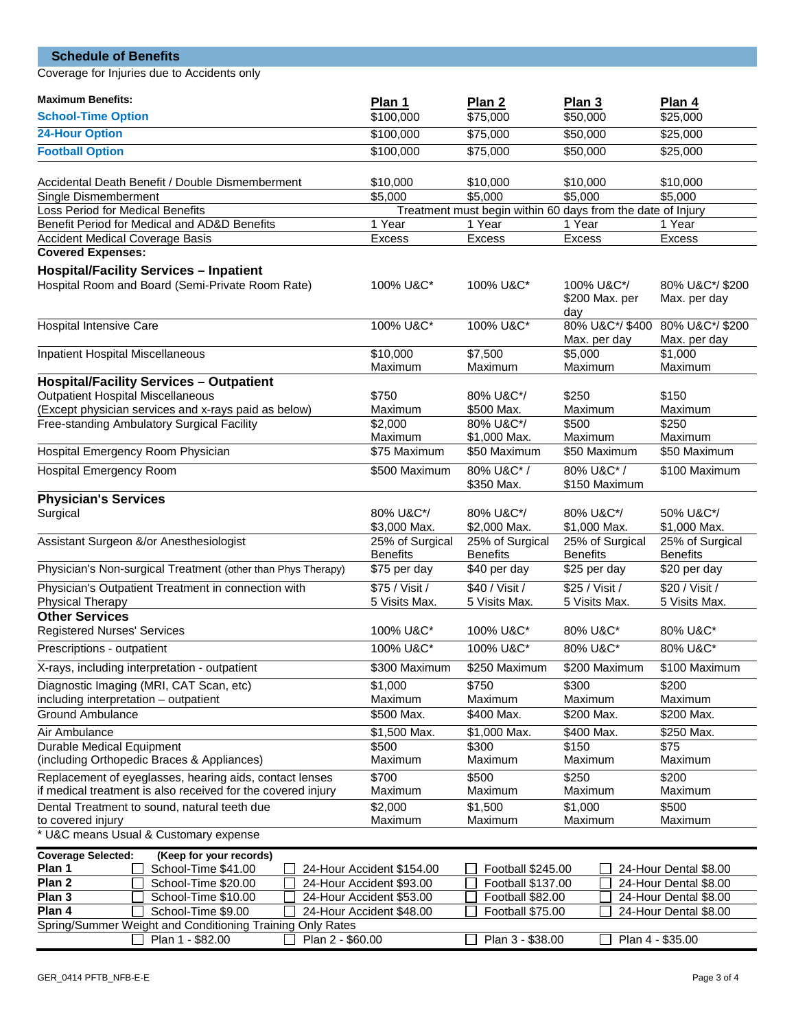## Schedule of Benefits

Coverage for Injuries due to Accidents only

| Maximum Benefits: | Plan 1 | Plan 2 | Plan 3 | Plan 4 |
|---|---|---|---|---|
| **School-Time Option** | $100,000 | $75,000 | $50,000 | $25,000 |
| **24-Hour Option** | $100,000 | $75,000 | $50,000 | $25,000 |
| **Football Option** | $100,000 | $75,000 | $50,000 | $25,000 |
| Accidental Death Benefit / Double Dismemberment | $10,000 | $10,000 | $10,000 | $10,000 |
| Single Dismemberment | $5,000 | $5,000 | $5,000 | $5,000 |
| Loss Period for Medical Benefits | Treatment must begin within 60 days from the date of Injury | | | |
| Benefit Period for Medical and AD&D Benefits | 1 Year | 1 Year | 1 Year | 1 Year |
| Accident Medical Coverage Basis | Excess | Excess | Excess | Excess |
| **Covered Expenses:** | | | | |
| **Hospital/Facility Services – Inpatient** | | | | |
| Hospital Room and Board (Semi-Private Room Rate) | 100% U&C* | 100% U&C* | 100% U&C*/ $200 Max. per day | 80% U&C*/ $200 Max. per day |
| Hospital Intensive Care | 100% U&C* | 100% U&C* | 80% U&C*/ $400 Max. per day | 80% U&C*/ $200 Max. per day |
| Inpatient Hospital Miscellaneous | $10,000 Maximum | $7,500 Maximum | $5,000 Maximum | $1,000 Maximum |
| **Hospital/Facility Services – Outpatient** | | | | |
| Outpatient Hospital Miscellaneous (Except physician services and x-rays paid as below) | $750 Maximum | 80% U&C*/ $500 Max. | $250 Maximum | $150 Maximum |
| Free-standing Ambulatory Surgical Facility | $2,000 Maximum | 80% U&C*/ $1,000 Max. | $500 Maximum | $250 Maximum |
| Hospital Emergency Room Physician | $75 Maximum | $50 Maximum | $50 Maximum | $50 Maximum |
| Hospital Emergency Room | $500 Maximum | 80% U&C* / $350 Max. | 80% U&C* / $150 Maximum | $100 Maximum |
| **Physician's Services** | | | | |
| Surgical | 80% U&C*/ $3,000 Max. | 80% U&C*/ $2,000 Max. | 80% U&C*/ $1,000 Max. | 50% U&C*/ $1,000 Max. |
| Assistant Surgeon &/or Anesthesiologist | 25% of Surgical Benefits | 25% of Surgical Benefits | 25% of Surgical Benefits | 25% of Surgical Benefits |
| Physician's Non-surgical Treatment (other than Phys Therapy) | $75 per day | $40 per day | $25 per day | $20 per day |
| Physician's Outpatient Treatment in connection with Physical Therapy | $75 / Visit / 5 Visits Max. | $40 / Visit / 5 Visits Max. | $25 / Visit / 5 Visits Max. | $20 / Visit / 5 Visits Max. |
| **Other Services** | | | | |
| Registered Nurses' Services | 100% U&C* | 100% U&C* | 80% U&C* | 80% U&C* |
| Prescriptions - outpatient | 100% U&C* | 100% U&C* | 80% U&C* | 80% U&C* |
| X-rays, including interpretation - outpatient | $300 Maximum | $250 Maximum | $200 Maximum | $100 Maximum |
| Diagnostic Imaging (MRI, CAT Scan, etc) including interpretation – outpatient | $1,000 Maximum | $750 Maximum | $300 Maximum | $200 Maximum |
| Ground Ambulance | $500 Max. | $400 Max. | $200 Max. | $200 Max. |
| Air Ambulance | $1,500 Max. | $1,000 Max. | $400 Max. | $250 Max. |
| Durable Medical Equipment (including Orthopedic Braces & Appliances) | $500 Maximum | $300 Maximum | $150 Maximum | $75 Maximum |
| Replacement of eyeglasses, hearing aids, contact lenses if medical treatment is also received for the covered injury | $700 Maximum | $500 Maximum | $250 Maximum | $200 Maximum |
| Dental Treatment to sound, natural teeth due to covered injury | $2,000 Maximum | $1,500 Maximum | $1,000 Maximum | $500 Maximum |

\* U&C means Usual & Customary expense

| Coverage Selected: (Keep for your records) | | | | |
|---|---|---|---|---|
| **Plan 1** | ☐ School-Time $41.00 | ☐ 24-Hour Accident $154.00 | ☐ Football $245.00 | ☐ 24-Hour Dental $8.00 |
| **Plan 2** | ☐ School-Time $20.00 | ☐ 24-Hour Accident $93.00 | ☐ Football $137.00 | ☐ 24-Hour Dental $8.00 |
| **Plan 3** | ☐ School-Time $10.00 | ☐ 24-Hour Accident $53.00 | ☐ Football $82.00 | ☐ 24-Hour Dental $8.00 |
| **Plan 4** | ☐ School-Time $9.00 | ☐ 24-Hour Accident $48.00 | ☐ Football $75.00 | ☐ 24-Hour Dental $8.00 |
| Spring/Summer Weight and Conditioning Training Only Rates | | | | |
| | ☐ Plan 1 - $82.00 | ☐ Plan 2 - $60.00 | ☐ Plan 3 - $38.00 | ☐ Plan 4 - $35.00 |

GER_0414 PFTB_NFB-E-E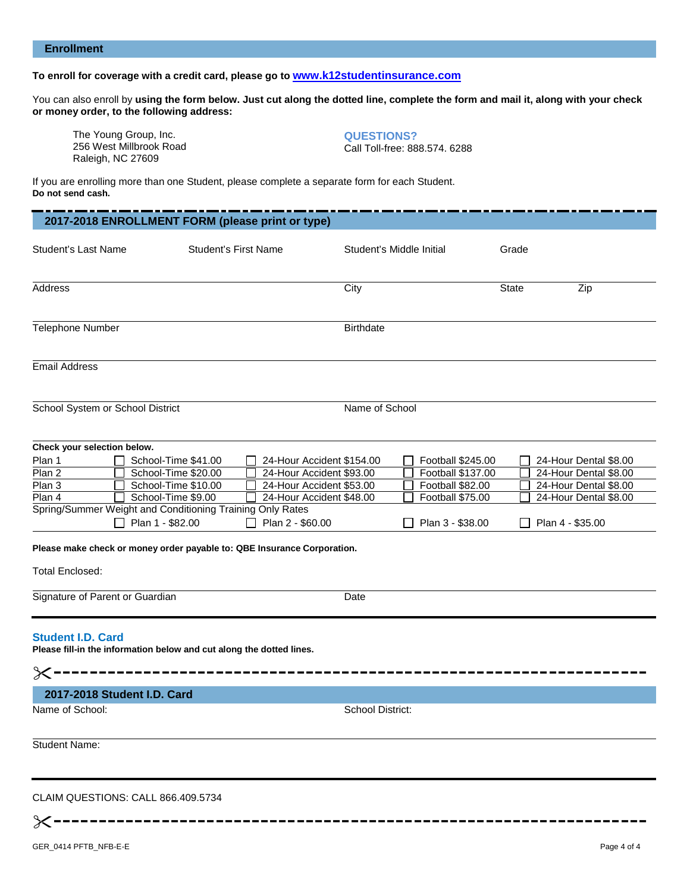## Enrollment

**To enroll for coverage with a credit card, please go to www.k12studentinsurance.com**

You can also enroll by **using the form below. Just cut along the dotted line, complete the form and mail it, along with your check or money order, to the following address:**

The Young Group, Inc.
256 West Millbrook Road
Raleigh, NC 27609

**QUESTIONS?**
Call Toll-free: 888.574. 6288

If you are enrolling more than one Student, please complete a separate form for each Student.
**Do not send cash.**

## 2017-2018 ENROLLMENT FORM (please print or type)

Student's Last Name | Student's First Name | Student's Middle Initial | Grade

Address | City | State | Zip

Telephone Number | Birthdate

Email Address

School System or School District | Name of School

**Check your selection below.**

| | | | | |
|---|---|---|---|---|
| Plan 1 | ☐ School-Time $41.00 | ☐ 24-Hour Accident $154.00 | ☐ Football $245.00 | ☐ 24-Hour Dental $8.00 |
| Plan 2 | ☐ School-Time $20.00 | ☐ 24-Hour Accident $93.00 | ☐ Football $137.00 | ☐ 24-Hour Dental $8.00 |
| Plan 3 | ☐ School-Time $10.00 | ☐ 24-Hour Accident $53.00 | ☐ Football $82.00 | ☐ 24-Hour Dental $8.00 |
| Plan 4 | ☐ School-Time $9.00 | ☐ 24-Hour Accident $48.00 | ☐ Football $75.00 | ☐ 24-Hour Dental $8.00 |

Spring/Summer Weight and Conditioning Training Only Rates

☐ Plan 1 - $82.00 ☐ Plan 2 - $60.00 ☐ Plan 3 - $38.00 ☐ Plan 4 - $35.00

**Please make check or money order payable to: QBE Insurance Corporation.**

Total Enclosed:

Signature of Parent or Guardian | Date

### Student I.D. Card

**Please fill-in the information below and cut along the dotted lines.**

## 2017-2018 Student I.D. Card

Name of School: | School District:

Student Name:

CLAIM QUESTIONS: CALL 866.409.5734

GER_0414 PFTB_NFB-E-E